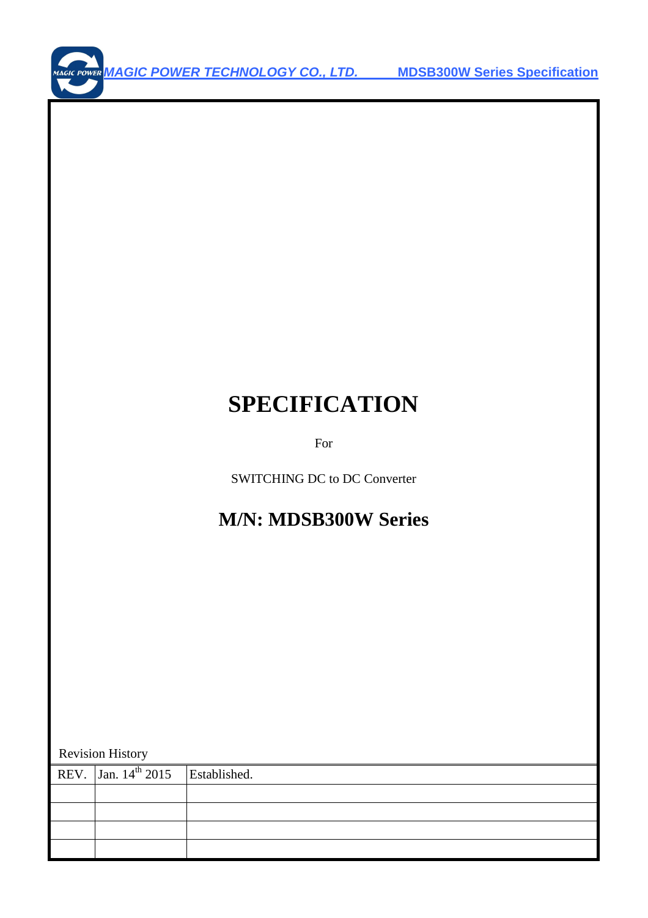# SPECIFICATION

For

SWITCHING DC to DC Converter

## M/N: MDSB300W Series

Revision History

| REV. | Jan. 14th 2015 | Established. |
|---|---|---|
| | | |
| | | |
| | | |
| | | |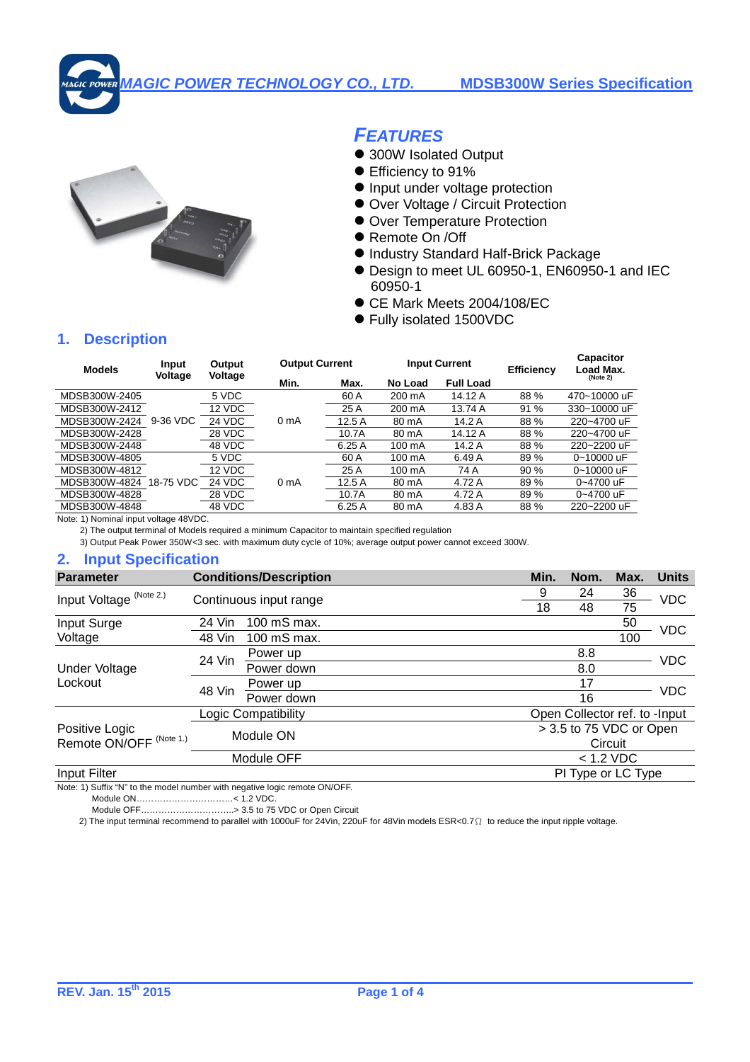MAGIC POWER TECHNOLOGY CO., LTD. MDSB300W Series Specification

## FEATURES

- 300W Isolated Output
- Efficiency to 91%
- Input under voltage protection
- Over Voltage / Circuit Protection
- Over Temperature Protection
- Remote On /Off
- Industry Standard Half-Brick Package
- Design to meet UL 60950-1, EN60950-1 and IEC 60950-1
- CE Mark Meets 2004/108/EC
- Fully isolated 1500VDC

## 1. Description

| Models | Input Voltage | Output Voltage | Output Current Min. | Output Current Max. | Input Current No Load | Input Current Full Load | Efficiency | Capacitor Load Max. (Note 2) |
|---|---|---|---|---|---|---|---|---|
| MDSB300W-2405 | 9-36 VDC | 5 VDC | 0 mA | 60 A | 200 mA | 14.12 A | 88 % | 470~10000 uF |
| MDSB300W-2412 | | 12 VDC | | 25 A | 200 mA | 13.74 A | 91 % | 330~10000 uF |
| MDSB300W-2424 | | 24 VDC | | 12.5 A | 80 mA | 14.2 A | 88 % | 220~4700 uF |
| MDSB300W-2428 | | 28 VDC | | 10.7A | 80 mA | 14.12 A | 88 % | 220~4700 uF |
| MDSB300W-2448 | | 48 VDC | | 6.25 A | 100 mA | 14.2 A | 88 % | 220~2200 uF |
| MDSB300W-4805 | 18-75 VDC | 5 VDC | 0 mA | 60 A | 100 mA | 6.49 A | 89 % | 0~10000 uF |
| MDSB300W-4812 | | 12 VDC | | 25 A | 100 mA | 74 A | 90 % | 0~10000 uF |
| MDSB300W-4824 | | 24 VDC | | 12.5 A | 80 mA | 4.72 A | 89 % | 0~4700 uF |
| MDSB300W-4828 | | 28 VDC | | 10.7A | 80 mA | 4.72 A | 89 % | 0~4700 uF |
| MDSB300W-4848 | | 48 VDC | | 6.25 A | 80 mA | 4.83 A | 88 % | 220~2200 uF |

Note: 1) Nominal input voltage 48VDC.

2) The output terminal of Models required a minimum Capacitor to maintain specified regulation

3) Output Peak Power 350W<3 sec. with maximum duty cycle of 10%; average output power cannot exceed 300W.

## 2. Input Specification

| Parameter | Conditions/Description | | Min. | Nom. | Max. | Units |
|---|---|---|---|---|---|---|
| Input Voltage (Note 2.) | Continuous input range | | 9 | 24 | 36 | VDC |
| | | | 18 | 48 | 75 | |
| Input Surge Voltage | 24 Vin | 100 mS max. | | | 50 | VDC |
| | 48 Vin | 100 mS max. | | | 100 | |
| Under Voltage Lockout | 24 Vin | Power up | | 8.8 | | VDC |
| | | Power down | | 8.0 | | |
| | 48 Vin | Power up | | 17 | | VDC |
| | | Power down | | 16 | | |
| Positive Logic Remote ON/OFF (Note 1.) | Logic Compatibility | | Open Collector ref. to -Input | | | |
| | Module ON | | > 3.5 to 75 VDC or Open Circuit | | | |
| | Module OFF | | < 1.2 VDC | | | |
| Input Filter | | | PI Type or LC Type | | | |

Note: 1) Suffix "N" to the model number with negative logic remote ON/OFF.

Module ON……………………………< 1.2 VDC.

Module OFF…………………………..> 3.5 to 75 VDC or Open Circuit

2) The input terminal recommend to parallel with 1000uF for 24Vin, 220uF for 48Vin models ESR<0.7Ω to reduce the input ripple voltage.

REV. Jan. 15th 2015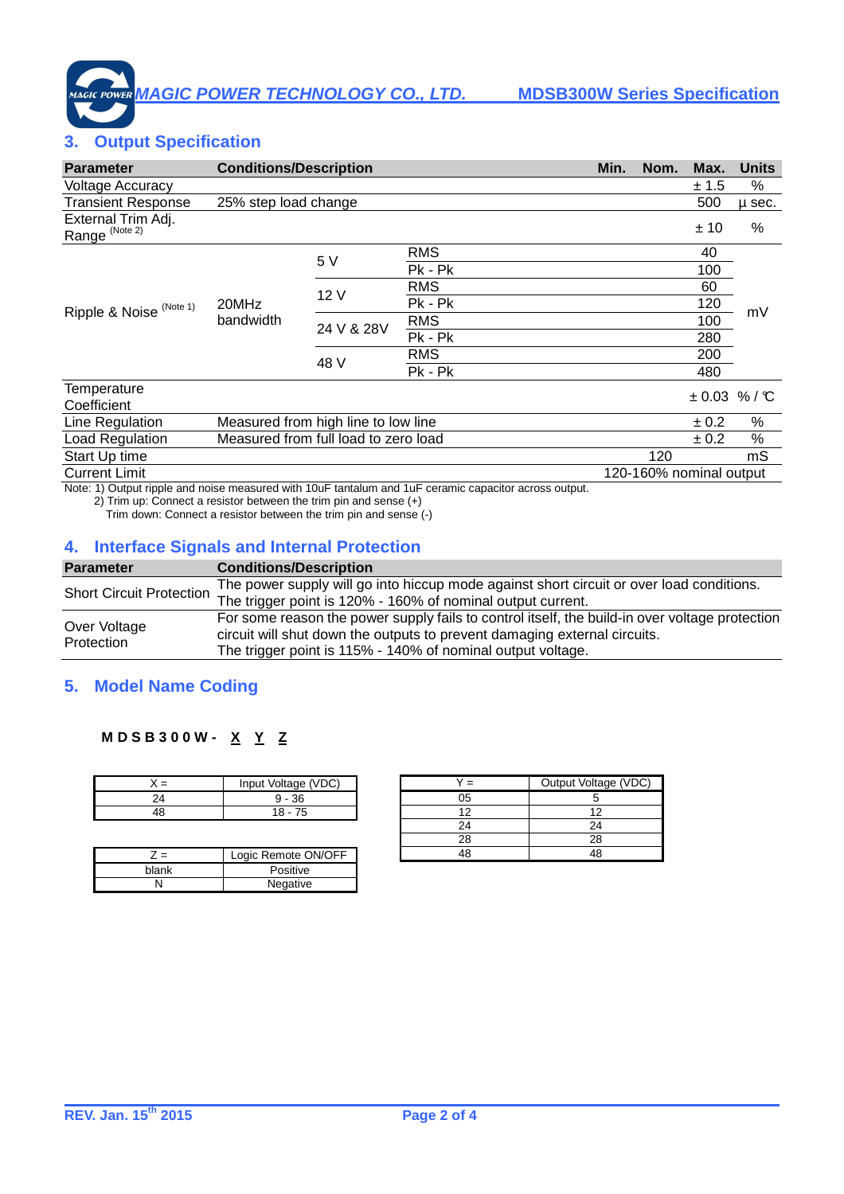## 3. Output Specification

| Parameter | Conditions/Description | | | Min. | Nom. | Max. | Units |
|---|---|---|---|---|---|---|---|
| Voltage Accuracy | | | | | | ± 1.5 | % |
| Transient Response | 25% step load change | | | | | 500 | μ sec. |
| External Trim Adj. Range (Note 2) | | | | | | ± 10 | % |
| Ripple & Noise (Note 1) | 20MHz bandwidth | 5 V | RMS | | | 40 | mV |
| | | | Pk - Pk | | | 100 | |
| | | 12 V | RMS | | | 60 | |
| | | | Pk - Pk | | | 120 | |
| | | 24 V & 28V | RMS | | | 100 | |
| | | | Pk - Pk | | | 280 | |
| | | 48 V | RMS | | | 200 | |
| | | | Pk - Pk | | | 480 | |
| Temperature Coefficient | | | | | | ± 0.03 | % / ℃ |
| Line Regulation | Measured from high line to low line | | | | | ± 0.2 | % |
| Load Regulation | Measured from full load to zero load | | | | | ± 0.2 | % |
| Start Up time | | | | | 120 | | mS |
| Current Limit | | | | 120-160% nominal output | | | |

Note: 1) Output ripple and noise measured with 10uF tantalum and 1uF ceramic capacitor across output.
2) Trim up: Connect a resistor between the trim pin and sense (+)
Trim down: Connect a resistor between the trim pin and sense (-)

## 4. Interface Signals and Internal Protection

| Parameter | Conditions/Description |
|---|---|
| Short Circuit Protection | The power supply will go into hiccup mode against short circuit or over load conditions. The trigger point is 120% - 160% of nominal output current. |
| Over Voltage Protection | For some reason the power supply fails to control itself, the build-in over voltage protection circuit will shut down the outputs to prevent damaging external circuits. The trigger point is 115% - 140% of nominal output voltage. |

## 5. Model Name Coding

**M D S B 3 0 0 W - X Y Z**

| X = | Input Voltage (VDC) |
|---|---|
| 24 | 9 - 36 |
| 48 | 18 - 75 |

| Y = | Output Voltage (VDC) |
|---|---|
| 05 | 5 |
| 12 | 12 |
| 24 | 24 |
| 28 | 28 |
| 48 | 48 |

| Z = | Logic Remote ON/OFF |
|---|---|
| blank | Positive |
| N | Negative |

REV. Jan. 15th 2015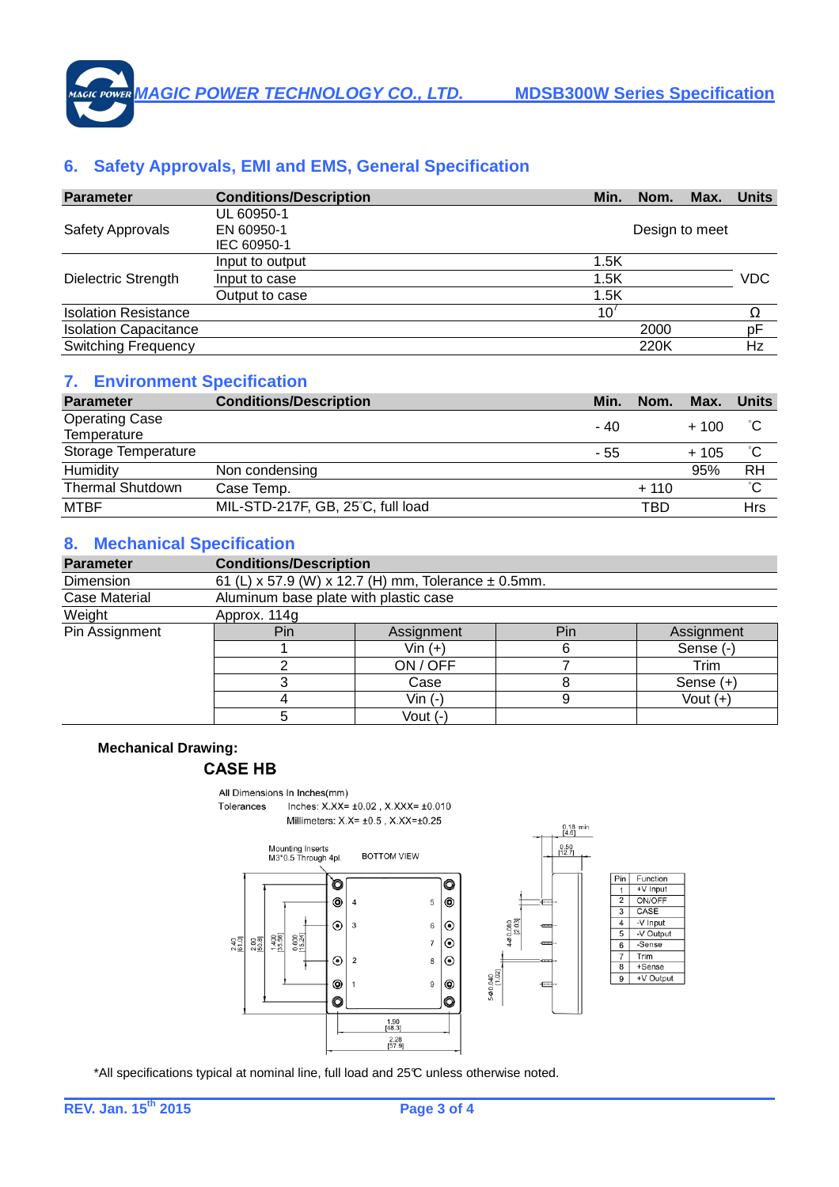## 6. Safety Approvals, EMI and EMS, General Specification

| Parameter | Conditions/Description | Min. | Nom. | Max. | Units |
|---|---|---|---|---|---|
| Safety Approvals | UL 60950-1<br>EN 60950-1<br>IEC 60950-1 | | Design to meet | | |
| Dielectric Strength | Input to output | 1.5K | | | VDC |
| | Input to case | 1.5K | | | |
| | Output to case | 1.5K | | | |
| Isolation Resistance | | $10^7$ | | | Ω |
| Isolation Capacitance | | | 2000 | | pF |
| Switching Frequency | | | 220K | | Hz |

## 7. Environment Specification

| Parameter | Conditions/Description | Min. | Nom. | Max. | Units |
|---|---|---|---|---|---|
| Operating Case Temperature | | - 40 | | + 100 | °C |
| Storage Temperature | | - 55 | | + 105 | °C |
| Humidity | Non condensing | | | 95% | RH |
| Thermal Shutdown | Case Temp. | | + 110 | | °C |
| MTBF | MIL-STD-217F, GB, 25°C, full load | | TBD | | Hrs |

## 8. Mechanical Specification

| Parameter | Conditions/Description | | | |
|---|---|---|---|---|
| Dimension | 61 (L) x 57.9 (W) x 12.7 (H) mm, Tolerance ± 0.5mm. | | | |
| Case Material | Aluminum base plate with plastic case | | | |
| Weight | Approx. 114g | | | |
| Pin Assignment | Pin | Assignment | Pin | Assignment |
| | 1 | Vin (+) | 6 | Sense (-) |
| | 2 | ON / OFF | 7 | Trim |
| | 3 | Case | 8 | Sense (+) |
| | 4 | Vin (-) | 9 | Vout (+) |
| | 5 | Vout (-) | | |

**Mechanical Drawing:**

**CASE HB**

All Dimensions In Inches(mm)

Tolerances Inches: X.XX= ±0.02 , X.XXX= ±0.010

Millimeters: X.X= ±0.5 , X.XX=±0.25

Mounting Inserts M3*0.5 Through 4pl. BOTTOM VIEW

| Pin | Function |
|---|---|
| 1 | +V Input |
| 2 | ON/OFF |
| 3 | CASE |
| 4 | -V Input |
| 5 | -V Output |
| 6 | -Sense |
| 7 | Trim |
| 8 | +Sense |
| 9 | +V Output |

*All specifications typical at nominal line, full load and 25°C unless otherwise noted.

REV. Jan. 15th 2015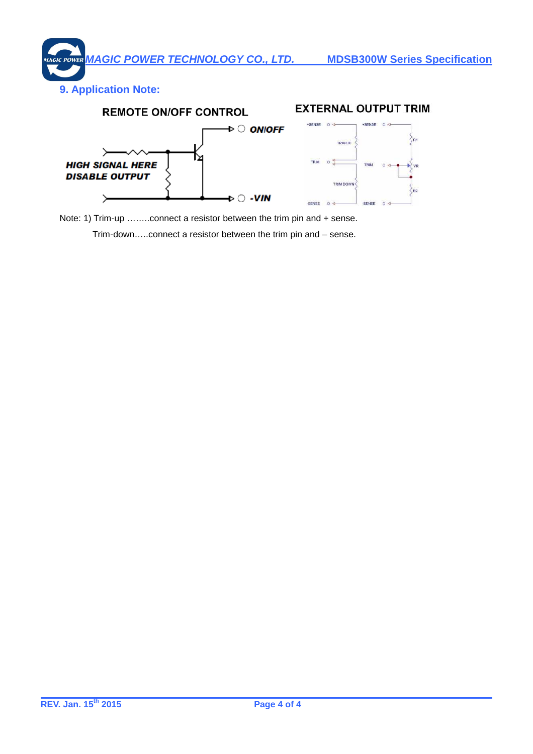## 9. Application Note:

REMOTE ON/OFF CONTROL

ON/OFF

HIGH SIGNAL HERE
DISABLE OUTPUT

-VIN

EXTERNAL OUTPUT TRIM

+SENSE

TRIM UP

TRIM

TRIM DOWN

-SENSE

+SENSE

R1

TRIM

VR

R2

-SENSE

Note: 1) Trim-up ……..connect a resistor between the trim pin and + sense.

Trim-down…..connect a resistor between the trim pin and – sense.